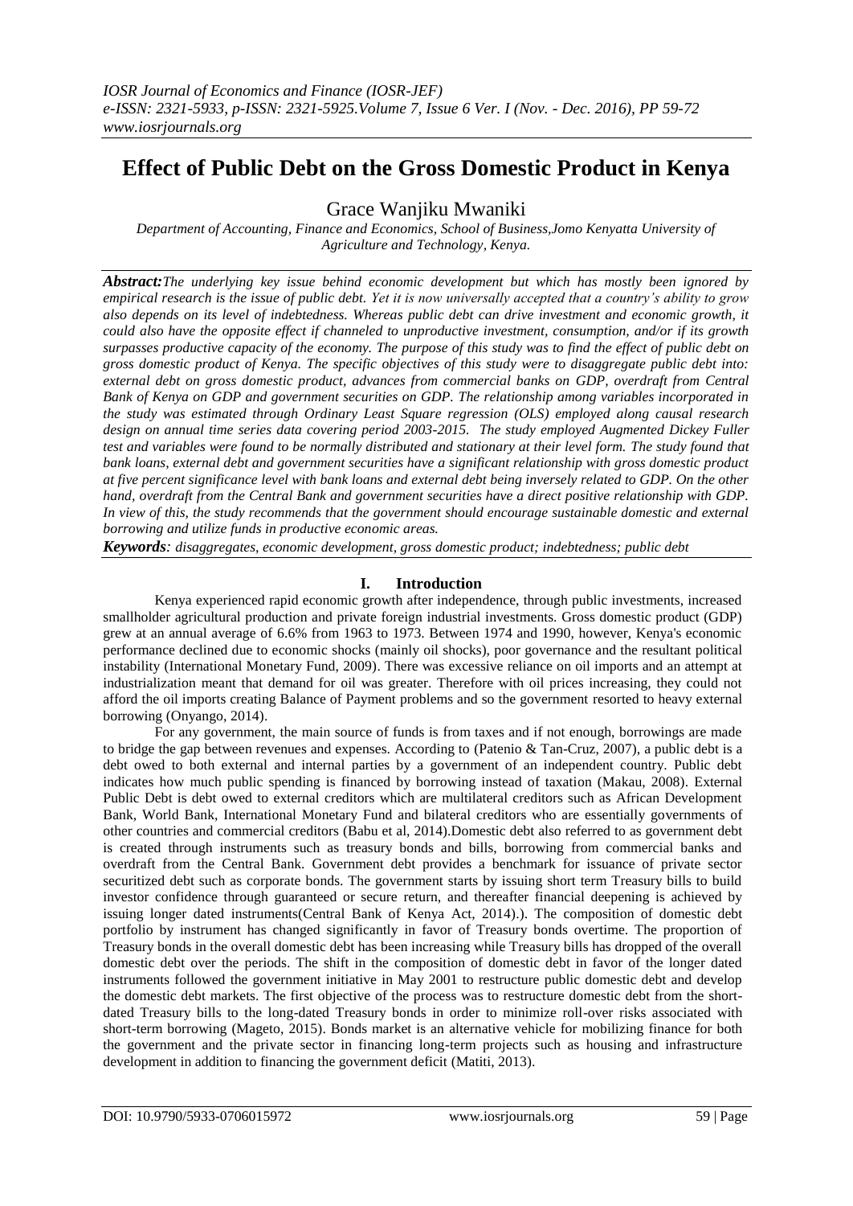# Effect of Public Debt on the Gross Domestic Product in Kenya

Grace Wanjiku Mwaniki

*Department of Accounting, Finance and Economics, School of Business,Jomo Kenyatta University of Agriculture and Technology, Kenya.*

***Abstract:*** *The underlying key issue behind economic development but which has mostly been ignored by empirical research is the issue of public debt. Yet it is now universally accepted that a country's ability to grow also depends on its level of indebtedness. Whereas public debt can drive investment and economic growth, it could also have the opposite effect if channeled to unproductive investment, consumption, and/or if its growth surpasses productive capacity of the economy. The purpose of this study was to find the effect of public debt on gross domestic product of Kenya. The specific objectives of this study were to disaggregate public debt into: external debt on gross domestic product, advances from commercial banks on GDP, overdraft from Central Bank of Kenya on GDP and government securities on GDP. The relationship among variables incorporated in the study was estimated through Ordinary Least Square regression (OLS) employed along causal research design on annual time series data covering period 2003-2015. The study employed Augmented Dickey Fuller test and variables were found to be normally distributed and stationary at their level form. The study found that bank loans, external debt and government securities have a significant relationship with gross domestic product at five percent significance level with bank loans and external debt being inversely related to GDP. On the other hand, overdraft from the Central Bank and government securities have a direct positive relationship with GDP. In view of this, the study recommends that the government should encourage sustainable domestic and external borrowing and utilize funds in productive economic areas.*

***Keywords****: disaggregates, economic development, gross domestic product; indebtedness; public debt*

## I. Introduction

Kenya experienced rapid economic growth after independence, through public investments, increased smallholder agricultural production and private foreign industrial investments. Gross domestic product (GDP) grew at an annual average of 6.6% from 1963 to 1973. Between 1974 and 1990, however, Kenya's economic performance declined due to economic shocks (mainly oil shocks), poor governance and the resultant political instability (International Monetary Fund, 2009). There was excessive reliance on oil imports and an attempt at industrialization meant that demand for oil was greater. Therefore with oil prices increasing, they could not afford the oil imports creating Balance of Payment problems and so the government resorted to heavy external borrowing (Onyango, 2014).

For any government, the main source of funds is from taxes and if not enough, borrowings are made to bridge the gap between revenues and expenses. According to (Patenio & Tan-Cruz, 2007), a public debt is a debt owed to both external and internal parties by a government of an independent country. Public debt indicates how much public spending is financed by borrowing instead of taxation (Makau, 2008). External Public Debt is debt owed to external creditors which are multilateral creditors such as African Development Bank, World Bank, International Monetary Fund and bilateral creditors who are essentially governments of other countries and commercial creditors (Babu et al, 2014).Domestic debt also referred to as government debt is created through instruments such as treasury bonds and bills, borrowing from commercial banks and overdraft from the Central Bank. Government debt provides a benchmark for issuance of private sector securitized debt such as corporate bonds. The government starts by issuing short term Treasury bills to build investor confidence through guaranteed or secure return, and thereafter financial deepening is achieved by issuing longer dated instruments(Central Bank of Kenya Act, 2014).). The composition of domestic debt portfolio by instrument has changed significantly in favor of Treasury bonds overtime. The proportion of Treasury bonds in the overall domestic debt has been increasing while Treasury bills has dropped of the overall domestic debt over the periods. The shift in the composition of domestic debt in favor of the longer dated instruments followed the government initiative in May 2001 to restructure public domestic debt and develop the domestic debt markets. The first objective of the process was to restructure domestic debt from the short-dated Treasury bills to the long-dated Treasury bonds in order to minimize roll-over risks associated with short-term borrowing (Mageto, 2015). Bonds market is an alternative vehicle for mobilizing finance for both the government and the private sector in financing long-term projects such as housing and infrastructure development in addition to financing the government deficit (Matiti, 2013).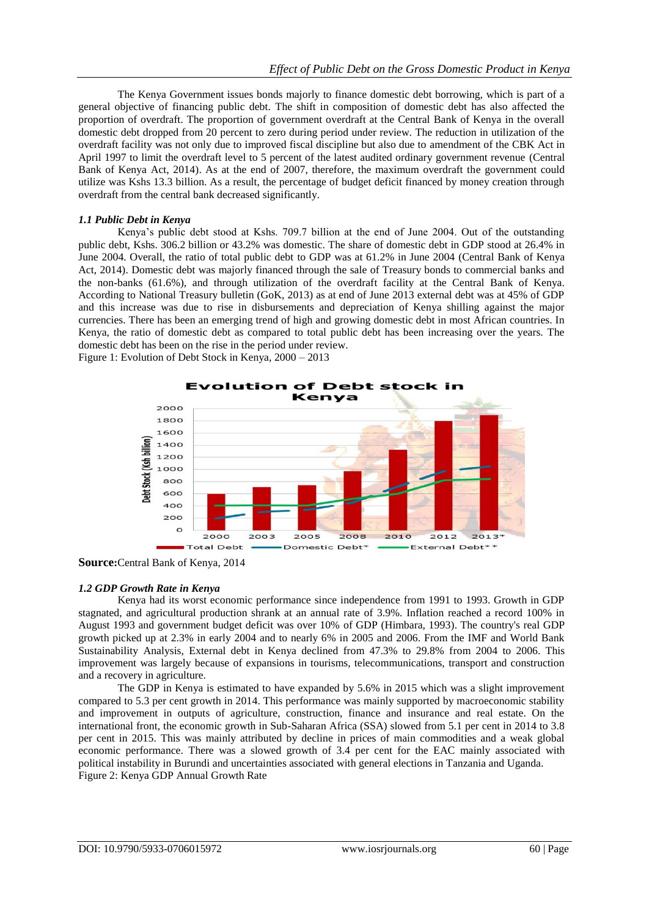The Kenya Government issues bonds majorly to finance domestic debt borrowing, which is part of a general objective of financing public debt. The shift in composition of domestic debt has also affected the proportion of overdraft. The proportion of government overdraft at the Central Bank of Kenya in the overall domestic debt dropped from 20 percent to zero during period under review. The reduction in utilization of the overdraft facility was not only due to improved fiscal discipline but also due to amendment of the CBK Act in April 1997 to limit the overdraft level to 5 percent of the latest audited ordinary government revenue (Central Bank of Kenya Act, 2014). As at the end of 2007, therefore, the maximum overdraft the government could utilize was Kshs 13.3 billion. As a result, the percentage of budget deficit financed by money creation through overdraft from the central bank decreased significantly.

### *1.1 Public Debt in Kenya*

Kenya's public debt stood at Kshs. 709.7 billion at the end of June 2004. Out of the outstanding public debt, Kshs. 306.2 billion or 43.2% was domestic. The share of domestic debt in GDP stood at 26.4% in June 2004. Overall, the ratio of total public debt to GDP was at 61.2% in June 2004 (Central Bank of Kenya Act, 2014). Domestic debt was majorly financed through the sale of Treasury bonds to commercial banks and the non-banks (61.6%), and through utilization of the overdraft facility at the Central Bank of Kenya. According to National Treasury bulletin (GoK, 2013) as at end of June 2013 external debt was at 45% of GDP and this increase was due to rise in disbursements and depreciation of Kenya shilling against the major currencies. There has been an emerging trend of high and growing domestic debt in most African countries. In Kenya, the ratio of domestic debt as compared to total public debt has been increasing over the years. The domestic debt has been on the rise in the period under review.

Figure 1: Evolution of Debt Stock in Kenya, 2000 – 2013

**Source:**Central Bank of Kenya, 2014

### *1.2 GDP Growth Rate in Kenya*

Kenya had its worst economic performance since independence from 1991 to 1993. Growth in GDP stagnated, and agricultural production shrank at an annual rate of 3.9%. Inflation reached a record 100% in August 1993 and government budget deficit was over 10% of GDP (Himbara, 1993). The country's real GDP growth picked up at 2.3% in early 2004 and to nearly 6% in 2005 and 2006. From the IMF and World Bank Sustainability Analysis, External debt in Kenya declined from 47.3% to 29.8% from 2004 to 2006. This improvement was largely because of expansions in tourisms, telecommunications, transport and construction and a recovery in agriculture.

The GDP in Kenya is estimated to have expanded by 5.6% in 2015 which was a slight improvement compared to 5.3 per cent growth in 2014. This performance was mainly supported by macroeconomic stability and improvement in outputs of agriculture, construction, finance and insurance and real estate. On the international front, the economic growth in Sub-Saharan Africa (SSA) slowed from 5.1 per cent in 2014 to 3.8 per cent in 2015. This was mainly attributed by decline in prices of main commodities and a weak global economic performance. There was a slowed growth of 3.4 per cent for the EAC mainly associated with political instability in Burundi and uncertainties associated with general elections in Tanzania and Uganda.

Figure 2: Kenya GDP Annual Growth Rate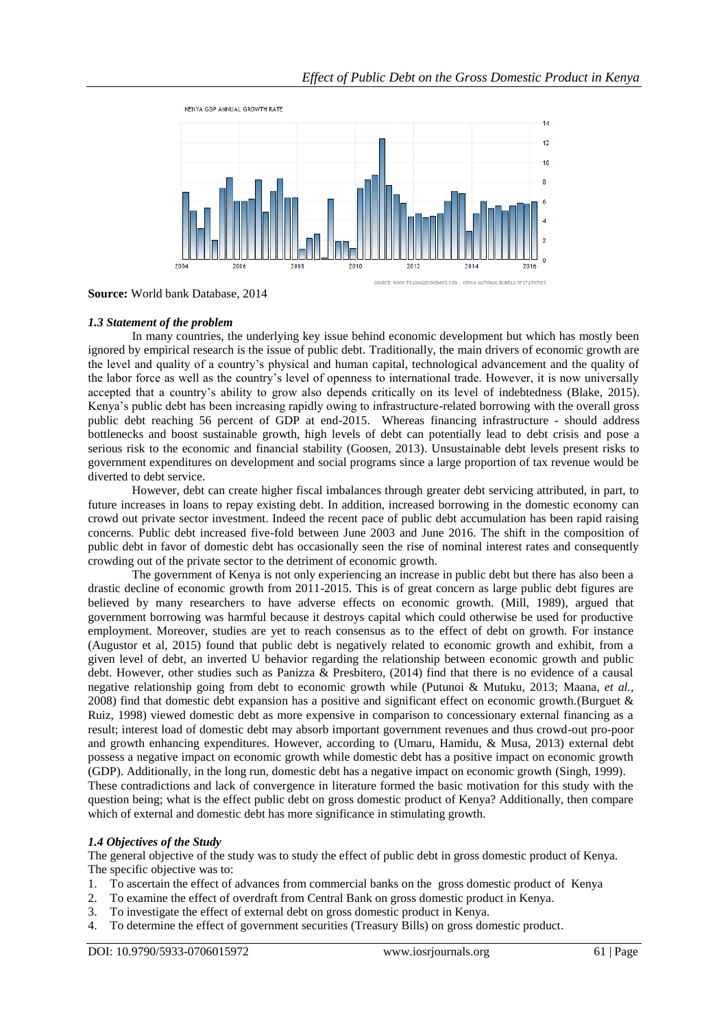KENYA GDP ANNUAL GROWTH RATE

SOURCE: WWW.TRADINGECONOMICS.COM | KENYA NATIONAL BUREAU OF STATISTICS

**Source:** World bank Database, 2014

### *1.3 Statement of the problem*

In many countries, the underlying key issue behind economic development but which has mostly been ignored by empirical research is the issue of public debt. Traditionally, the main drivers of economic growth are the level and quality of a country's physical and human capital, technological advancement and the quality of the labor force as well as the country's level of openness to international trade. However, it is now universally accepted that a country's ability to grow also depends critically on its level of indebtedness (Blake, 2015). Kenya's public debt has been increasing rapidly owing to infrastructure-related borrowing with the overall gross public debt reaching 56 percent of GDP at end-2015. Whereas financing infrastructure - should address bottlenecks and boost sustainable growth, high levels of debt can potentially lead to debt crisis and pose a serious risk to the economic and financial stability (Goosen, 2013). Unsustainable debt levels present risks to government expenditures on development and social programs since a large proportion of tax revenue would be diverted to debt service.

However, debt can create higher fiscal imbalances through greater debt servicing attributed, in part, to future increases in loans to repay existing debt. In addition, increased borrowing in the domestic economy can crowd out private sector investment. Indeed the recent pace of public debt accumulation has been rapid raising concerns. Public debt increased five-fold between June 2003 and June 2016. The shift in the composition of public debt in favor of domestic debt has occasionally seen the rise of nominal interest rates and consequently crowding out of the private sector to the detriment of economic growth.

The government of Kenya is not only experiencing an increase in public debt but there has also been a drastic decline of economic growth from 2011-2015. This is of great concern as large public debt figures are believed by many researchers to have adverse effects on economic growth. (Mill, 1989), argued that government borrowing was harmful because it destroys capital which could otherwise be used for productive employment. Moreover, studies are yet to reach consensus as to the effect of debt on growth. For instance (Augustor et al, 2015) found that public debt is negatively related to economic growth and exhibit, from a given level of debt, an inverted U behavior regarding the relationship between economic growth and public debt. However, other studies such as Panizza & Presbitero, (2014) find that there is no evidence of a causal negative relationship going from debt to economic growth while (Putunoi & Mutuku, 2013; Maana, *et al.*, 2008) find that domestic debt expansion has a positive and significant effect on economic growth.(Burguet & Ruiz, 1998) viewed domestic debt as more expensive in comparison to concessionary external financing as a result; interest load of domestic debt may absorb important government revenues and thus crowd-out pro-poor and growth enhancing expenditures. However, according to (Umaru, Hamidu, & Musa, 2013) external debt possess a negative impact on economic growth while domestic debt has a positive impact on economic growth (GDP). Additionally, in the long run, domestic debt has a negative impact on economic growth (Singh, 1999). These contradictions and lack of convergence in literature formed the basic motivation for this study with the question being; what is the effect public debt on gross domestic product of Kenya? Additionally, then compare which of external and domestic debt has more significance in stimulating growth.

### *1.4 Objectives of the Study*

The general objective of the study was to study the effect of public debt in gross domestic product of Kenya. The specific objective was to:

1. To ascertain the effect of advances from commercial banks on the gross domestic product of Kenya
2. To examine the effect of overdraft from Central Bank on gross domestic product in Kenya.
3. To investigate the effect of external debt on gross domestic product in Kenya.
4. To determine the effect of government securities (Treasury Bills) on gross domestic product.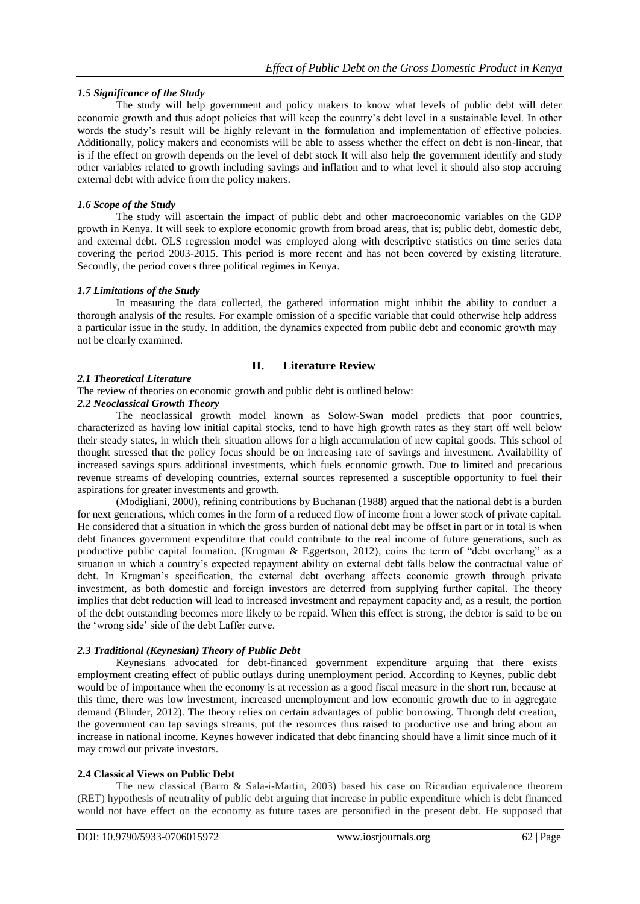### *1.5 Significance of the Study*

The study will help government and policy makers to know what levels of public debt will deter economic growth and thus adopt policies that will keep the country's debt level in a sustainable level. In other words the study's result will be highly relevant in the formulation and implementation of effective policies. Additionally, policy makers and economists will be able to assess whether the effect on debt is non-linear, that is if the effect on growth depends on the level of debt stock It will also help the government identify and study other variables related to growth including savings and inflation and to what level it should also stop accruing external debt with advice from the policy makers.

### *1.6 Scope of the Study*

The study will ascertain the impact of public debt and other macroeconomic variables on the GDP growth in Kenya. It will seek to explore economic growth from broad areas, that is; public debt, domestic debt, and external debt. OLS regression model was employed along with descriptive statistics on time series data covering the period 2003-2015. This period is more recent and has not been covered by existing literature. Secondly, the period covers three political regimes in Kenya.

### *1.7 Limitations of the Study*

In measuring the data collected, the gathered information might inhibit the ability to conduct a thorough analysis of the results. For example omission of a specific variable that could otherwise help address a particular issue in the study. In addition, the dynamics expected from public debt and economic growth may not be clearly examined.

## II. Literature Review

### *2.1 Theoretical Literature*

The review of theories on economic growth and public debt is outlined below:

### *2.2 Neoclassical Growth Theory*

The neoclassical growth model known as Solow-Swan model predicts that poor countries, characterized as having low initial capital stocks, tend to have high growth rates as they start off well below their steady states, in which their situation allows for a high accumulation of new capital goods. This school of thought stressed that the policy focus should be on increasing rate of savings and investment. Availability of increased savings spurs additional investments, which fuels economic growth. Due to limited and precarious revenue streams of developing countries, external sources represented a susceptible opportunity to fuel their aspirations for greater investments and growth.

(Modigliani, 2000), refining contributions by Buchanan (1988) argued that the national debt is a burden for next generations, which comes in the form of a reduced flow of income from a lower stock of private capital. He considered that a situation in which the gross burden of national debt may be offset in part or in total is when debt finances government expenditure that could contribute to the real income of future generations, such as productive public capital formation. (Krugman & Eggertson, 2012), coins the term of "debt overhang" as a situation in which a country's expected repayment ability on external debt falls below the contractual value of debt. In Krugman's specification, the external debt overhang affects economic growth through private investment, as both domestic and foreign investors are deterred from supplying further capital. The theory implies that debt reduction will lead to increased investment and repayment capacity and, as a result, the portion of the debt outstanding becomes more likely to be repaid. When this effect is strong, the debtor is said to be on the 'wrong side' side of the debt Laffer curve.

### *2.3 Traditional (Keynesian) Theory of Public Debt*

Keynesians advocated for debt-financed government expenditure arguing that there exists employment creating effect of public outlays during unemployment period. According to Keynes, public debt would be of importance when the economy is at recession as a good fiscal measure in the short run, because at this time, there was low investment, increased unemployment and low economic growth due to in aggregate demand (Blinder, 2012). The theory relies on certain advantages of public borrowing. Through debt creation, the government can tap savings streams, put the resources thus raised to productive use and bring about an increase in national income. Keynes however indicated that debt financing should have a limit since much of it may crowd out private investors.

### **2.4 Classical Views on Public Debt**

The new classical (Barro & Sala-i-Martin, 2003) based his case on Ricardian equivalence theorem (RET) hypothesis of neutrality of public debt arguing that increase in public expenditure which is debt financed would not have effect on the economy as future taxes are personified in the present debt. He supposed that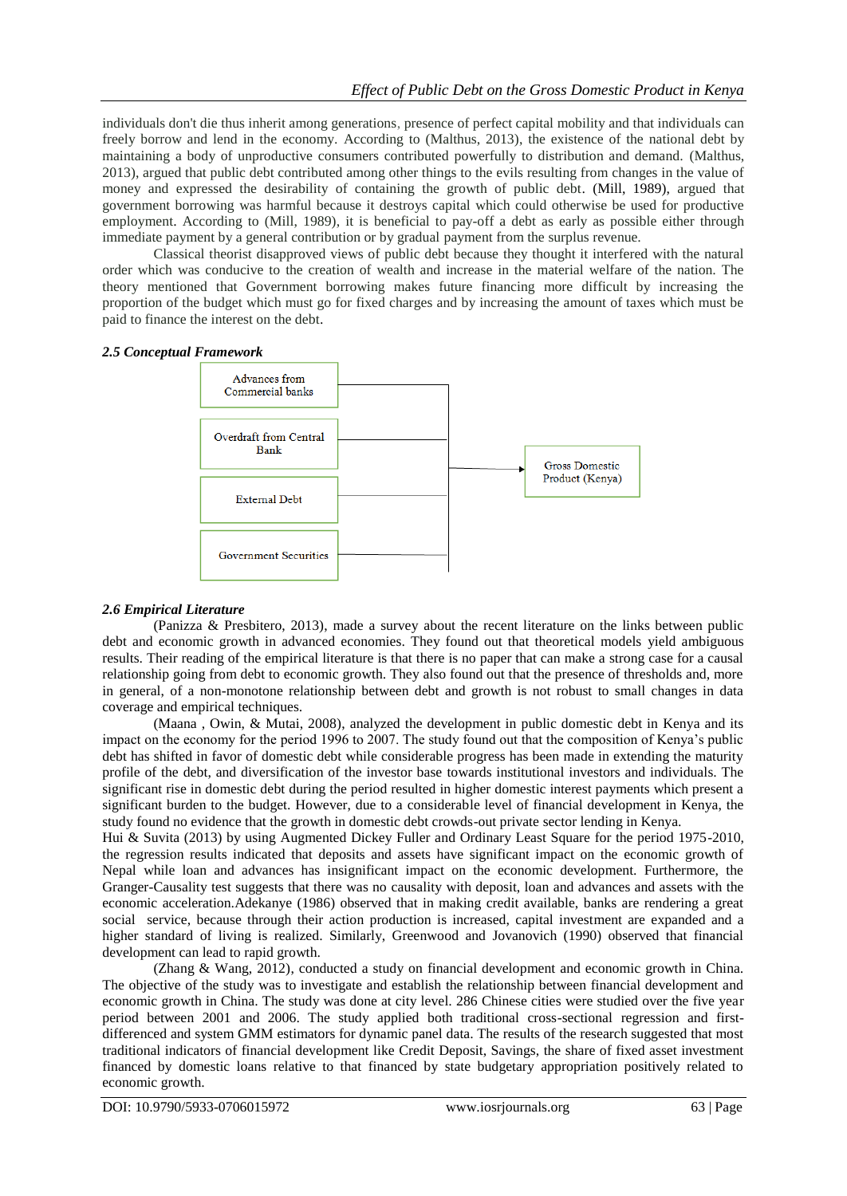individuals don't die thus inherit among generations, presence of perfect capital mobility and that individuals can freely borrow and lend in the economy. According to (Malthus, 2013), the existence of the national debt by maintaining a body of unproductive consumers contributed powerfully to distribution and demand. (Malthus, 2013), argued that public debt contributed among other things to the evils resulting from changes in the value of money and expressed the desirability of containing the growth of public debt. (Mill, 1989), argued that government borrowing was harmful because it destroys capital which could otherwise be used for productive employment. According to (Mill, 1989), it is beneficial to pay-off a debt as early as possible either through immediate payment by a general contribution or by gradual payment from the surplus revenue.

Classical theorist disapproved views of public debt because they thought it interfered with the natural order which was conducive to the creation of wealth and increase in the material welfare of the nation. The theory mentioned that Government borrowing makes future financing more difficult by increasing the proportion of the budget which must go for fixed charges and by increasing the amount of taxes which must be paid to finance the interest on the debt.

### *2.5 Conceptual Framework*

Advances from Commercial banks

Overdraft from Central Bank

External Debt

Government Securities

→ Gross Domestic Product (Kenya)

### *2.6 Empirical Literature*

(Panizza & Presbitero, 2013), made a survey about the recent literature on the links between public debt and economic growth in advanced economies. They found out that theoretical models yield ambiguous results. Their reading of the empirical literature is that there is no paper that can make a strong case for a causal relationship going from debt to economic growth. They also found out that the presence of thresholds and, more in general, of a non-monotone relationship between debt and growth is not robust to small changes in data coverage and empirical techniques.

(Maana , Owin, & Mutai, 2008), analyzed the development in public domestic debt in Kenya and its impact on the economy for the period 1996 to 2007. The study found out that the composition of Kenya's public debt has shifted in favor of domestic debt while considerable progress has been made in extending the maturity profile of the debt, and diversification of the investor base towards institutional investors and individuals. The significant rise in domestic debt during the period resulted in higher domestic interest payments which present a significant burden to the budget. However, due to a considerable level of financial development in Kenya, the study found no evidence that the growth in domestic debt crowds-out private sector lending in Kenya.

Hui & Suvita (2013) by using Augmented Dickey Fuller and Ordinary Least Square for the period 1975-2010, the regression results indicated that deposits and assets have significant impact on the economic growth of Nepal while loan and advances has insignificant impact on the economic development. Furthermore, the Granger-Causality test suggests that there was no causality with deposit, loan and advances and assets with the economic acceleration.Adekanye (1986) observed that in making credit available, banks are rendering a great social service, because through their action production is increased, capital investment are expanded and a higher standard of living is realized. Similarly, Greenwood and Jovanovich (1990) observed that financial development can lead to rapid growth.

(Zhang & Wang, 2012), conducted a study on financial development and economic growth in China. The objective of the study was to investigate and establish the relationship between financial development and economic growth in China. The study was done at city level. 286 Chinese cities were studied over the five year period between 2001 and 2006. The study applied both traditional cross-sectional regression and first-differenced and system GMM estimators for dynamic panel data. The results of the research suggested that most traditional indicators of financial development like Credit Deposit, Savings, the share of fixed asset investment financed by domestic loans relative to that financed by state budgetary appropriation positively related to economic growth.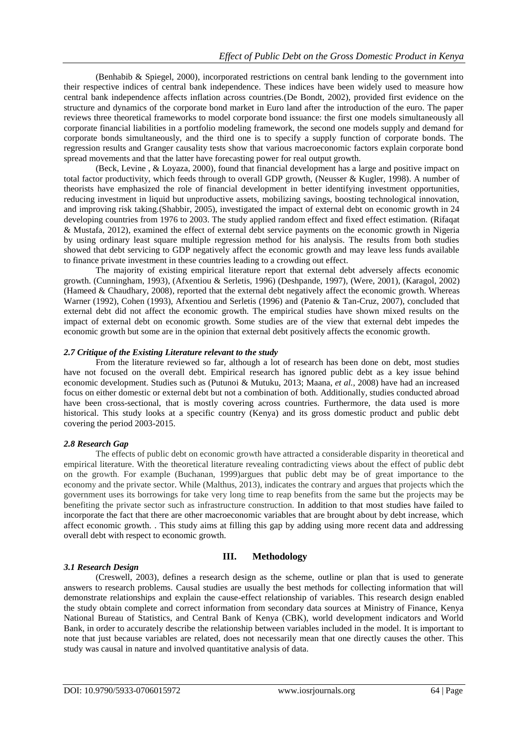(Benhabib & Spiegel, 2000), incorporated restrictions on central bank lending to the government into their respective indices of central bank independence. These indices have been widely used to measure how central bank independence affects inflation across countries.(De Bondt, 2002), provided first evidence on the structure and dynamics of the corporate bond market in Euro land after the introduction of the euro. The paper reviews three theoretical frameworks to model corporate bond issuance: the first one models simultaneously all corporate financial liabilities in a portfolio modeling framework, the second one models supply and demand for corporate bonds simultaneously, and the third one is to specify a supply function of corporate bonds. The regression results and Granger causality tests show that various macroeconomic factors explain corporate bond spread movements and that the latter have forecasting power for real output growth.

(Beck, Levine , & Loyaza, 2000), found that financial development has a large and positive impact on total factor productivity, which feeds through to overall GDP growth, (Neusser & Kugler, 1998). A number of theorists have emphasized the role of financial development in better identifying investment opportunities, reducing investment in liquid but unproductive assets, mobilizing savings, boosting technological innovation, and improving risk taking.(Shabbir, 2005), investigated the impact of external debt on economic growth in 24 developing countries from 1976 to 2003. The study applied random effect and fixed effect estimation. (Rifaqat & Mustafa, 2012), examined the effect of external debt service payments on the economic growth in Nigeria by using ordinary least square multiple regression method for his analysis. The results from both studies showed that debt servicing to GDP negatively affect the economic growth and may leave less funds available to finance private investment in these countries leading to a crowding out effect.

The majority of existing empirical literature report that external debt adversely affects economic growth. (Cunningham, 1993), (Afxentiou & Serletis, 1996) (Deshpande, 1997), (Were, 2001), (Karagol, 2002) (Hameed & Chaudhary, 2008), reported that the external debt negatively affect the economic growth. Whereas Warner (1992), Cohen (1993), Afxentiou and Serletis (1996) and (Patenio & Tan-Cruz, 2007), concluded that external debt did not affect the economic growth. The empirical studies have shown mixed results on the impact of external debt on economic growth. Some studies are of the view that external debt impedes the economic growth but some are in the opinion that external debt positively affects the economic growth.

### *2.7 Critique of the Existing Literature relevant to the study*

From the literature reviewed so far, although a lot of research has been done on debt, most studies have not focused on the overall debt. Empirical research has ignored public debt as a key issue behind economic development. Studies such as (Putunoi & Mutuku, 2013; Maana, *et al.,* 2008) have had an increased focus on either domestic or external debt but not a combination of both. Additionally, studies conducted abroad have been cross-sectional, that is mostly covering across countries. Furthermore, the data used is more historical. This study looks at a specific country (Kenya) and its gross domestic product and public debt covering the period 2003-2015.

### *2.8 Research Gap*

The effects of public debt on economic growth have attracted a considerable disparity in theoretical and empirical literature. With the theoretical literature revealing contradicting views about the effect of public debt on the growth. For example (Buchanan, 1999)argues that public debt may be of great importance to the economy and the private sector. While (Malthus, 2013), indicates the contrary and argues that projects which the government uses its borrowings for take very long time to reap benefits from the same but the projects may be benefiting the private sector such as infrastructure construction. In addition to that most studies have failed to incorporate the fact that there are other macroeconomic variables that are brought about by debt increase, which affect economic growth. . This study aims at filling this gap by adding using more recent data and addressing overall debt with respect to economic growth.

## III. Methodology

### *3.1 Research Design*

(Creswell, 2003), defines a research design as the scheme, outline or plan that is used to generate answers to research problems. Causal studies are usually the best methods for collecting information that will demonstrate relationships and explain the cause-effect relationship of variables. This research design enabled the study obtain complete and correct information from secondary data sources at Ministry of Finance, Kenya National Bureau of Statistics, and Central Bank of Kenya (CBK), world development indicators and World Bank, in order to accurately describe the relationship between variables included in the model. It is important to note that just because variables are related, does not necessarily mean that one directly causes the other. This study was causal in nature and involved quantitative analysis of data.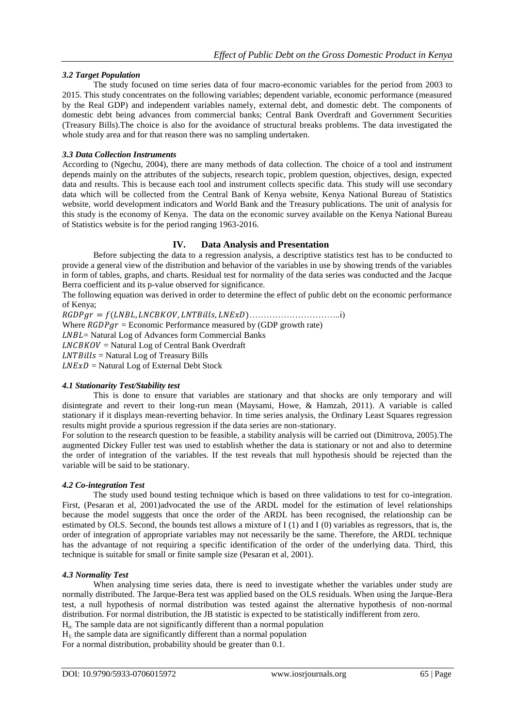### *3.2 Target Population*

The study focused on time series data of four macro-economic variables for the period from 2003 to 2015. This study concentrates on the following variables; dependent variable, economic performance (measured by the Real GDP) and independent variables namely, external debt, and domestic debt. The components of domestic debt being advances from commercial banks; Central Bank Overdraft and Government Securities (Treasury Bills).The choice is also for the avoidance of structural breaks problems. The data investigated the whole study area and for that reason there was no sampling undertaken.

### *3.3 Data Collection Instruments*

According to (Ngechu, 2004), there are many methods of data collection. The choice of a tool and instrument depends mainly on the attributes of the subjects, research topic, problem question, objectives, design, expected data and results. This is because each tool and instrument collects specific data. This study will use secondary data which will be collected from the Central Bank of Kenya website, Kenya National Bureau of Statistics website, world development indicators and World Bank and the Treasury publications. The unit of analysis for this study is the economy of Kenya. The data on the economic survey available on the Kenya National Bureau of Statistics website is for the period ranging 1963-2016.

## IV. Data Analysis and Presentation

Before subjecting the data to a regression analysis, a descriptive statistics test has to be conducted to provide a general view of the distribution and behavior of the variables in use by showing trends of the variables in form of tables, graphs, and charts. Residual test for normality of the data series was conducted and the Jacque Berra coefficient and its p-value observed for significance.

The following equation was derived in order to determine the effect of public debt on the economic performance of Kenya;

$RGDPgr = f(LNBL, LNCBKOV, LNTBills, LNExD)$…………………………..i)

Where $RGDPgr$ = Economic Performance measured by (GDP growth rate)

$LNBL$= Natural Log of Advances form Commercial Banks

$LNCBKOV$ = Natural Log of Central Bank Overdraft

$LNTBills$ = Natural Log of Treasury Bills

$LNExD$ = Natural Log of External Debt Stock

### *4.1 Stationarity Test/Stability test*

This is done to ensure that variables are stationary and that shocks are only temporary and will disintegrate and revert to their long-run mean (Maysami, Howe, & Hamzah, 2011). A variable is called stationary if it displays mean-reverting behavior. In time series analysis, the Ordinary Least Squares regression results might provide a spurious regression if the data series are non-stationary.

For solution to the research question to be feasible, a stability analysis will be carried out (Dimitrova, 2005).The augmented Dickey Fuller test was used to establish whether the data is stationary or not and also to determine the order of integration of the variables. If the test reveals that null hypothesis should be rejected than the variable will be said to be stationary.

### *4.2 Co-integration Test*

The study used bound testing technique which is based on three validations to test for co-integration. First, (Pesaran et al, 2001)advocated the use of the ARDL model for the estimation of level relationships because the model suggests that once the order of the ARDL has been recognised, the relationship can be estimated by OLS. Second, the bounds test allows a mixture of I (1) and I (0) variables as regressors, that is, the order of integration of appropriate variables may not necessarily be the same. Therefore, the ARDL technique has the advantage of not requiring a specific identification of the order of the underlying data. Third, this technique is suitable for small or finite sample size (Pesaran et al, 2001).

### *4.3 Normality Test*

When analysing time series data, there is need to investigate whether the variables under study are normally distributed. The Jarque-Bera test was applied based on the OLS residuals. When using the Jarque-Bera test, a null hypothesis of normal distribution was tested against the alternative hypothesis of non-normal distribution. For normal distribution, the JB statistic is expected to be statistically indifferent from zero.

$H_o$: The sample data are not significantly different than a normal population

$H_1$: the sample data are significantly different than a normal population

For a normal distribution, probability should be greater than 0.1.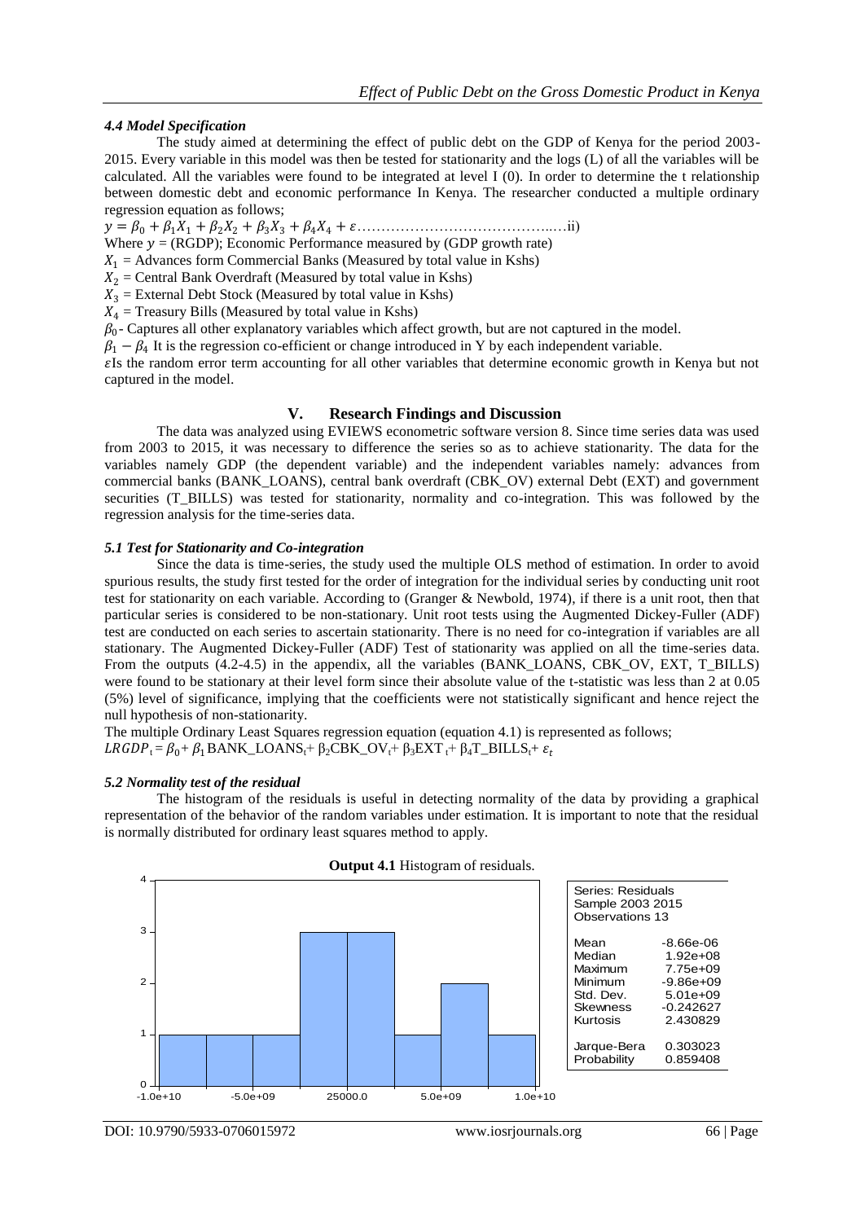#### *4.4 Model Specification*

The study aimed at determining the effect of public debt on the GDP of Kenya for the period 2003-2015. Every variable in this model was then be tested for stationarity and the logs (L) of all the variables will be calculated. All the variables were found to be integrated at level I (0). In order to determine the t relationship between domestic debt and economic performance In Kenya. The researcher conducted a multiple ordinary regression equation as follows;

$y = \beta_0 + \beta_1 X_1 + \beta_2 X_2 + \beta_3 X_3 + \beta_4 X_4 + \varepsilon$……………………………………..…ii)

Where $y$ = (RGDP); Economic Performance measured by (GDP growth rate)

$X_1$ = Advances form Commercial Banks (Measured by total value in Kshs)

$X_2$ = Central Bank Overdraft (Measured by total value in Kshs)

$X_3$ = External Debt Stock (Measured by total value in Kshs)

$X_4$ = Treasury Bills (Measured by total value in Kshs)

$\beta_0$- Captures all other explanatory variables which affect growth, but are not captured in the model.

$\beta_1 - \beta_4$ It is the regression co-efficient or change introduced in Y by each independent variable.

$\varepsilon$Is the random error term accounting for all other variables that determine economic growth in Kenya but not captured in the model.

## V. Research Findings and Discussion

The data was analyzed using EVIEWS econometric software version 8. Since time series data was used from 2003 to 2015, it was necessary to difference the series so as to achieve stationarity. The data for the variables namely GDP (the dependent variable) and the independent variables namely: advances from commercial banks (BANK_LOANS), central bank overdraft (CBK_OV) external Debt (EXT) and government securities (T_BILLS) was tested for stationarity, normality and co-integration. This was followed by the regression analysis for the time-series data.

#### *5.1 Test for Stationarity and Co-integration*

Since the data is time-series, the study used the multiple OLS method of estimation. In order to avoid spurious results, the study first tested for the order of integration for the individual series by conducting unit root test for stationarity on each variable. According to (Granger & Newbold, 1974), if there is a unit root, then that particular series is considered to be non-stationary. Unit root tests using the Augmented Dickey-Fuller (ADF) test are conducted on each series to ascertain stationarity. There is no need for co-integration if variables are all stationary. The Augmented Dickey-Fuller (ADF) Test of stationarity was applied on all the time-series data. From the outputs (4.2-4.5) in the appendix, all the variables (BANK_LOANS, CBK_OV, EXT, T_BILLS) were found to be stationary at their level form since their absolute value of the t-statistic was less than 2 at 0.05 (5%) level of significance, implying that the coefficients were not statistically significant and hence reject the null hypothesis of non-stationarity.

The multiple Ordinary Least Squares regression equation (equation 4.1) is represented as follows;

$LRGDP_t = \beta_0 + \beta_1 \text{BANK\_LOANS}_t + \beta_2 \text{CBK\_OV}_t + \beta_3 \text{EXT}_t + \beta_4 \text{T\_BILLS}_t + \varepsilon_t$

#### *5.2 Normality test of the residual*

The histogram of the residuals is useful in detecting normality of the data by providing a graphical representation of the behavior of the random variables under estimation. It is important to note that the residual is normally distributed for ordinary least squares method to apply.

**Output 4.1** Histogram of residuals.

| Series: Residuals | |
|---|---|
| Sample 2003 2015 | |
| Observations 13 | |
| Mean | -8.66e-06 |
| Median | 1.92e+08 |
| Maximum | 7.75e+09 |
| Minimum | -9.86e+09 |
| Std. Dev. | 5.01e+09 |
| Skewness | -0.242627 |
| Kurtosis | 2.430829 |
| Jarque-Bera | 0.303023 |
| Probability | 0.859408 |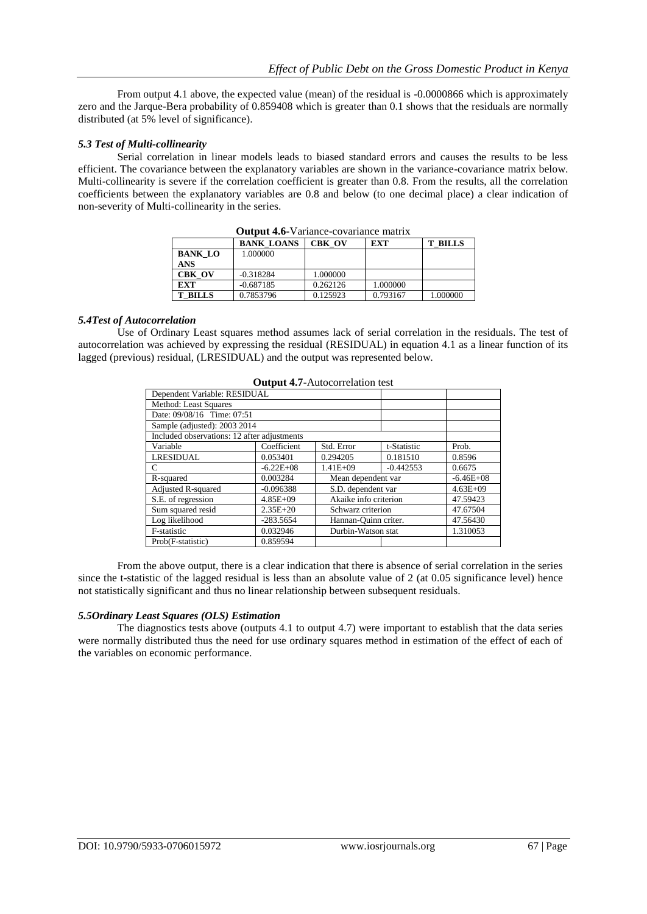From output 4.1 above, the expected value (mean) of the residual is -0.0000866 which is approximately zero and the Jarque-Bera probability of 0.859408 which is greater than 0.1 shows that the residuals are normally distributed (at 5% level of significance).

### *5.3 Test of Multi-collinearity*

Serial correlation in linear models leads to biased standard errors and causes the results to be less efficient. The covariance between the explanatory variables are shown in the variance-covariance matrix below. Multi-collinearity is severe if the correlation coefficient is greater than 0.8. From the results, all the correlation coefficients between the explanatory variables are 0.8 and below (to one decimal place) a clear indication of non-severity of Multi-collinearity in the series.

**Output 4.6**-Variance-covariance matrix

| | **BANK_LOANS** | **CBK_OV** | **EXT** | **T_BILLS** |
|---|---|---|---|---|
| **BANK_LOANS** | 1.000000 | | | |
| **CBK_OV** | -0.318284 | 1.000000 | | |
| **EXT** | -0.687185 | 0.262126 | 1.000000 | |
| **T_BILLS** | 0.7853796 | 0.125923 | 0.793167 | 1.000000 |

### *5.4Test of Autocorrelation*

Use of Ordinary Least squares method assumes lack of serial correlation in the residuals. The test of autocorrelation was achieved by expressing the residual (RESIDUAL) in equation 4.1 as a linear function of its lagged (previous) residual, (LRESIDUAL) and the output was represented below.

**Output 4.7**-Autocorrelation test

| Dependent Variable: RESIDUAL | | | | |
|---|---|---|---|---|
| Method: Least Squares | | | | |
| Date: 09/08/16 Time: 07:51 | | | | |
| Sample (adjusted): 2003 2014 | | | | |
| Included observations: 12 after adjustments | | | | |
| Variable | Coefficient | Std. Error | t-Statistic | Prob. |
| LRESIDUAL | 0.053401 | 0.294205 | 0.181510 | 0.8596 |
| C | -6.22E+08 | 1.41E+09 | -0.442553 | 0.6675 |
| R-squared | 0.003284 | Mean dependent var | | -6.46E+08 |
| Adjusted R-squared | -0.096388 | S.D. dependent var | | 4.63E+09 |
| S.E. of regression | 4.85E+09 | Akaike info criterion | | 47.59423 |
| Sum squared resid | 2.35E+20 | Schwarz criterion | | 47.67504 |
| Log likelihood | -283.5654 | Hannan-Quinn criter. | | 47.56430 |
| F-statistic | 0.032946 | Durbin-Watson stat | | 1.310053 |
| Prob(F-statistic) | 0.859594 | | | |

From the above output, there is a clear indication that there is absence of serial correlation in the series since the t-statistic of the lagged residual is less than an absolute value of 2 (at 0.05 significance level) hence not statistically significant and thus no linear relationship between subsequent residuals.

### *5.5Ordinary Least Squares (OLS) Estimation*

The diagnostics tests above (outputs 4.1 to output 4.7) were important to establish that the data series were normally distributed thus the need for use ordinary squares method in estimation of the effect of each of the variables on economic performance.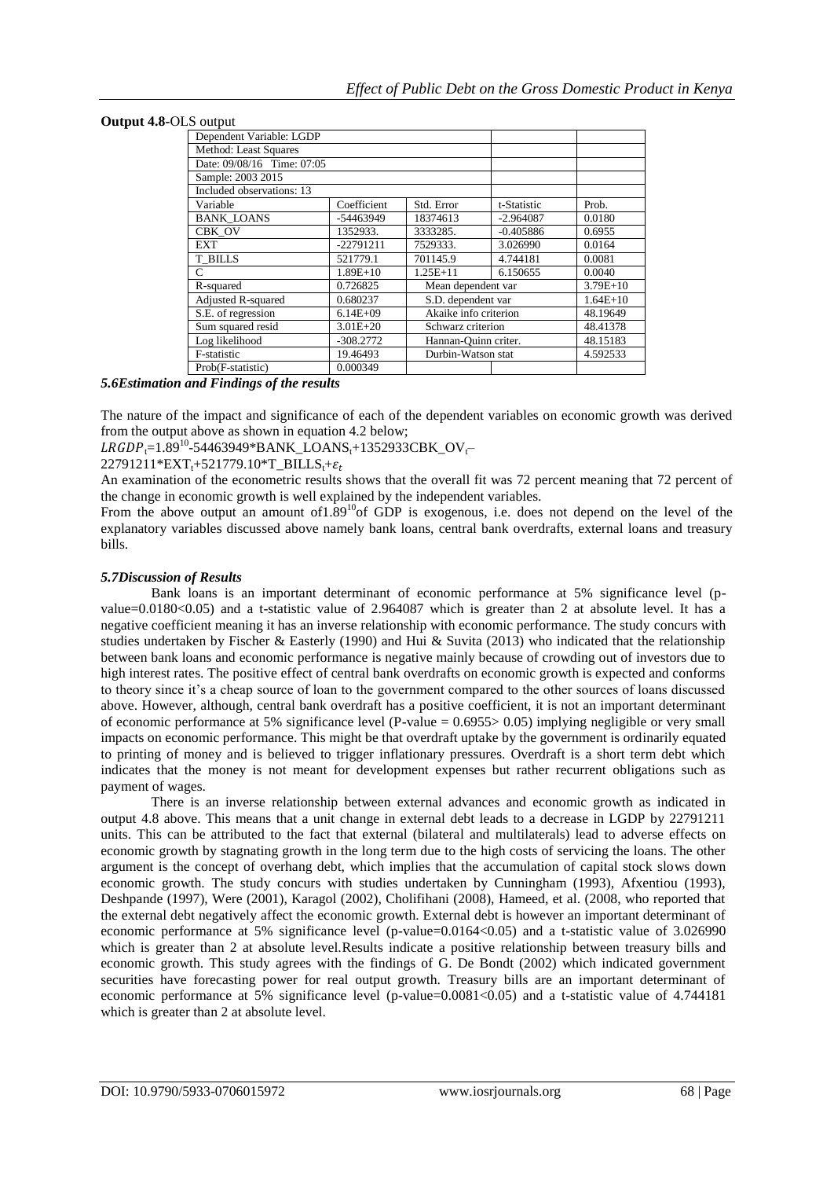**Output 4.8-**OLS output

| Dependent Variable: LGDP | | | | |
|---|---|---|---|---|
| Method: Least Squares | | | | |
| Date: 09/08/16 Time: 07:05 | | | | |
| Sample: 2003 2015 | | | | |
| Included observations: 13 | | | | |
| Variable | Coefficient | Std. Error | t-Statistic | Prob. |
| BANK_LOANS | -54463949 | 18374613 | -2.964087 | 0.0180 |
| CBK_OV | 1352933. | 3333285. | -0.405886 | 0.6955 |
| EXT | -22791211 | 7529333. | 3.026990 | 0.0164 |
| T_BILLS | 521779.1 | 701145.9 | 4.744181 | 0.0081 |
| C | 1.89E+10 | 1.25E+11 | 6.150655 | 0.0040 |
| R-squared | 0.726825 | Mean dependent var | | 3.79E+10 |
| Adjusted R-squared | 0.680237 | S.D. dependent var | | 1.64E+10 |
| S.E. of regression | 6.14E+09 | Akaike info criterion | | 48.19649 |
| Sum squared resid | 3.01E+20 | Schwarz criterion | | 48.41378 |
| Log likelihood | -308.2772 | Hannan-Quinn criter. | | 48.15183 |
| F-statistic | 19.46493 | Durbin-Watson stat | | 4.592533 |
| Prob(F-statistic) | 0.000349 | | | |

### *5.6Estimation and Findings of the results*

The nature of the impact and significance of each of the dependent variables on economic growth was derived from the output above as shown in equation 4.2 below;

$LRGDP_t$=1.89$^{10}$-54463949*BANK_LOANS$_t$+1352933CBK_OV$_t$–22791211*EXT$_t$+521779.10*T_BILLS$_t$+$\varepsilon_t$

An examination of the econometric results shows that the overall fit was 72 percent meaning that 72 percent of the change in economic growth is well explained by the independent variables.

From the above output an amount of1.89$^{10}$of GDP is exogenous, i.e. does not depend on the level of the explanatory variables discussed above namely bank loans, central bank overdrafts, external loans and treasury bills.

### *5.7Discussion of Results*

Bank loans is an important determinant of economic performance at 5% significance level (p-value=0.0180<0.05) and a t-statistic value of 2.964087 which is greater than 2 at absolute level. It has a negative coefficient meaning it has an inverse relationship with economic performance. The study concurs with studies undertaken by Fischer & Easterly (1990) and Hui & Suvita (2013) who indicated that the relationship between bank loans and economic performance is negative mainly because of crowding out of investors due to high interest rates. The positive effect of central bank overdrafts on economic growth is expected and conforms to theory since it's a cheap source of loan to the government compared to the other sources of loans discussed above. However, although, central bank overdraft has a positive coefficient, it is not an important determinant of economic performance at 5% significance level (P-value = 0.6955> 0.05) implying negligible or very small impacts on economic performance. This might be that overdraft uptake by the government is ordinarily equated to printing of money and is believed to trigger inflationary pressures. Overdraft is a short term debt which indicates that the money is not meant for development expenses but rather recurrent obligations such as payment of wages.

There is an inverse relationship between external advances and economic growth as indicated in output 4.8 above. This means that a unit change in external debt leads to a decrease in LGDP by 22791211 units. This can be attributed to the fact that external (bilateral and multilaterals) lead to adverse effects on economic growth by stagnating growth in the long term due to the high costs of servicing the loans. The other argument is the concept of overhang debt, which implies that the accumulation of capital stock slows down economic growth. The study concurs with studies undertaken by Cunningham (1993), Afxentiou (1993), Deshpande (1997), Were (2001), Karagol (2002), Cholifihani (2008), Hameed, et al. (2008, who reported that the external debt negatively affect the economic growth. External debt is however an important determinant of economic performance at 5% significance level (p-value=0.0164<0.05) and a t-statistic value of 3.026990 which is greater than 2 at absolute level.Results indicate a positive relationship between treasury bills and economic growth. This study agrees with the findings of G. De Bondt (2002) which indicated government securities have forecasting power for real output growth. Treasury bills are an important determinant of economic performance at 5% significance level (p-value=0.0081<0.05) and a t-statistic value of 4.744181 which is greater than 2 at absolute level.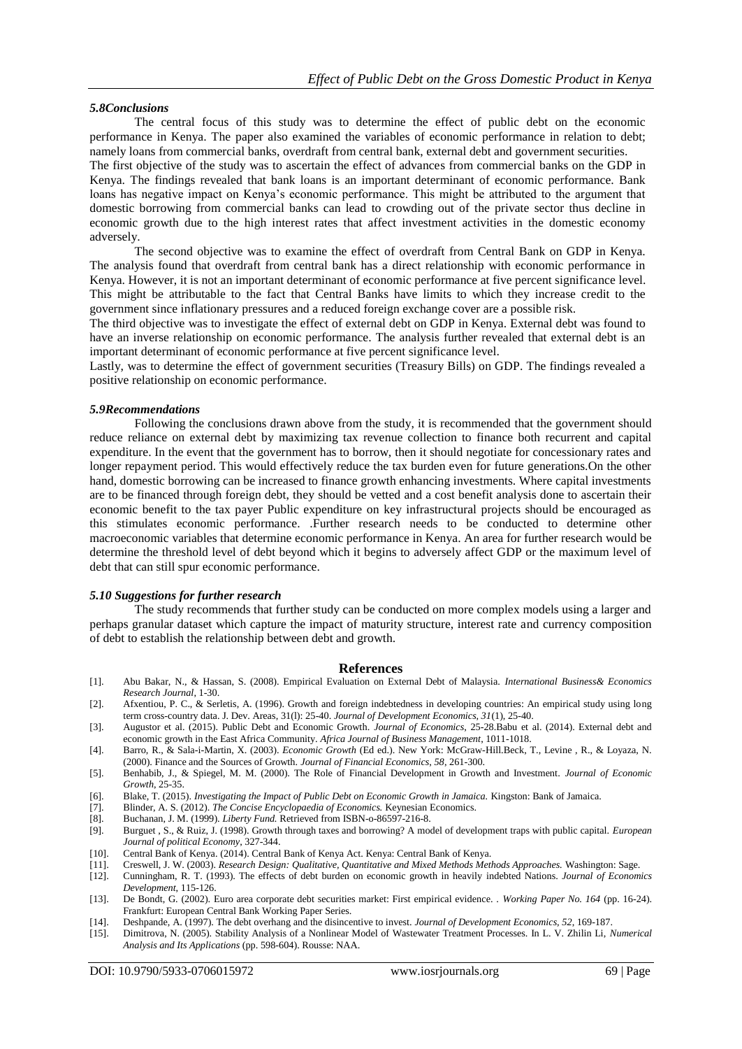### *5.8Conclusions*

The central focus of this study was to determine the effect of public debt on the economic performance in Kenya. The paper also examined the variables of economic performance in relation to debt; namely loans from commercial banks, overdraft from central bank, external debt and government securities.

The first objective of the study was to ascertain the effect of advances from commercial banks on the GDP in Kenya. The findings revealed that bank loans is an important determinant of economic performance. Bank loans has negative impact on Kenya's economic performance. This might be attributed to the argument that domestic borrowing from commercial banks can lead to crowding out of the private sector thus decline in economic growth due to the high interest rates that affect investment activities in the domestic economy adversely.

The second objective was to examine the effect of overdraft from Central Bank on GDP in Kenya. The analysis found that overdraft from central bank has a direct relationship with economic performance in Kenya. However, it is not an important determinant of economic performance at five percent significance level. This might be attributable to the fact that Central Banks have limits to which they increase credit to the government since inflationary pressures and a reduced foreign exchange cover are a possible risk.

The third objective was to investigate the effect of external debt on GDP in Kenya. External debt was found to have an inverse relationship on economic performance. The analysis further revealed that external debt is an important determinant of economic performance at five percent significance level.

Lastly, was to determine the effect of government securities (Treasury Bills) on GDP. The findings revealed a positive relationship on economic performance.

### *5.9Recommendations*

Following the conclusions drawn above from the study, it is recommended that the government should reduce reliance on external debt by maximizing tax revenue collection to finance both recurrent and capital expenditure. In the event that the government has to borrow, then it should negotiate for concessionary rates and longer repayment period. This would effectively reduce the tax burden even for future generations.On the other hand, domestic borrowing can be increased to finance growth enhancing investments. Where capital investments are to be financed through foreign debt, they should be vetted and a cost benefit analysis done to ascertain their economic benefit to the tax payer Public expenditure on key infrastructural projects should be encouraged as this stimulates economic performance. .Further research needs to be conducted to determine other macroeconomic variables that determine economic performance in Kenya. An area for further research would be determine the threshold level of debt beyond which it begins to adversely affect GDP or the maximum level of debt that can still spur economic performance.

### *5.10 Suggestions for further research*

The study recommends that further study can be conducted on more complex models using a larger and perhaps granular dataset which capture the impact of maturity structure, interest rate and currency composition of debt to establish the relationship between debt and growth.

## References

[1]. Abu Bakar, N., & Hassan, S. (2008). Empirical Evaluation on External Debt of Malaysia. *International Business& Economics Research Journal*, 1-30.

[2]. Afxentiou, P. C., & Serletis, A. (1996). Growth and foreign indebtedness in developing countries: An empirical study using long term cross-country data. J. Dev. Areas, 31(l): 25-40. *Journal of Development Economics, 31*(1), 25-40.

[3]. Augustor et al. (2015). Public Debt and Economic Growth. *Journal of Economics*, 25-28.Babu et al. (2014). External debt and economic growth in the East Africa Community. *Africa Journal of Business Management*, 1011-1018.

[4]. Barro, R., & Sala-i-Martin, X. (2003). *Economic Growth* (Ed ed.). New York: McGraw-Hill.Beck, T., Levine , R., & Loyaza, N. (2000). Finance and the Sources of Growth. *Journal of Financial Economics, 58*, 261-300.

[5]. Benhabib, J., & Spiegel, M. M. (2000). The Role of Financial Development in Growth and Investment. *Journal of Economic Growth*, 25-35.

[6]. Blake, T. (2015). *Investigating the Impact of Public Debt on Economic Growth in Jamaica.* Kingston: Bank of Jamaica.

[7]. Blinder, A. S. (2012). *The Concise Encyclopaedia of Economics.* Keynesian Economics.

[8]. Buchanan, J. M. (1999). *Liberty Fund.* Retrieved from ISBN-o-86597-216-8.

[9]. Burguet , S., & Ruiz, J. (1998). Growth through taxes and borrowing? A model of development traps with public capital. *European Journal of political Economy*, 327-344.

[10]. Central Bank of Kenya. (2014). Central Bank of Kenya Act. Kenya: Central Bank of Kenya.

[11]. Creswell, J. W. (2003). *Research Design: Qualitative, Quantitative and Mixed Methods Methods Approaches.* Washington: Sage.

[12]. Cunningham, R. T. (1993). The effects of debt burden on economic growth in heavily indebted Nations. *Journal of Economics Development*, 115-126.

[13]. De Bondt, G. (2002). Euro area corporate debt securities market: First empirical evidence. . *Working Paper No. 164* (pp. 16-24). Frankfurt: European Central Bank Working Paper Series.

[14]. Deshpande, A. (1997). The debt overhang and the disincentive to invest. *Journal of Development Economics, 52*, 169-187.

[15]. Dimitrova, N. (2005). Stability Analysis of a Nonlinear Model of Wastewater Treatment Processes. In L. V. Zhilin Li, *Numerical Analysis and Its Applications* (pp. 598-604). Rousse: NAA.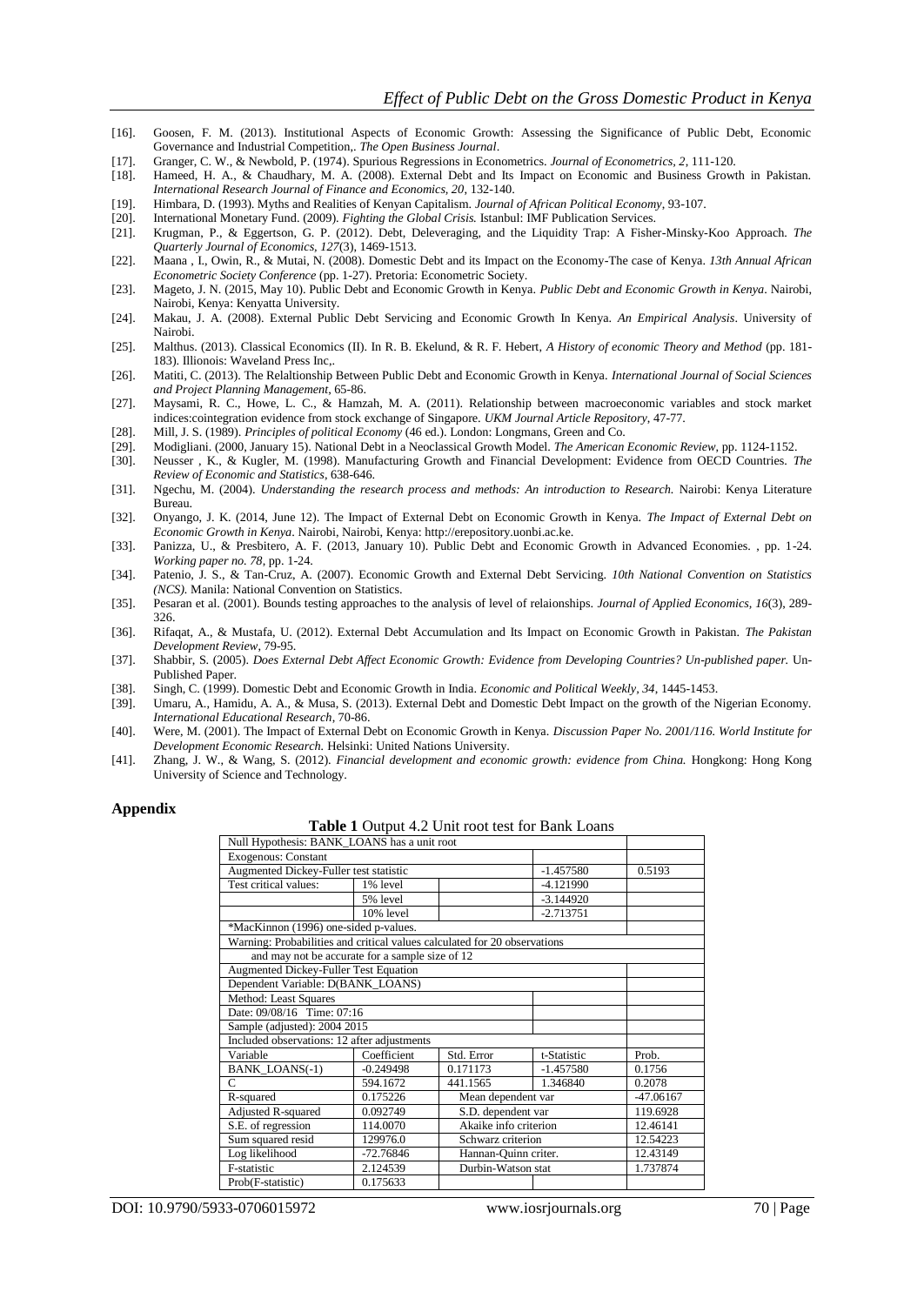[16]. Goosen, F. M. (2013). Institutional Aspects of Economic Growth: Assessing the Significance of Public Debt, Economic Governance and Industrial Competition,. *The Open Business Journal*.

[17]. Granger, C. W., & Newbold, P. (1974). Spurious Regressions in Econometrics. *Journal of Econometrics, 2*, 111-120.

[18]. Hameed, H. A., & Chaudhary, M. A. (2008). External Debt and Its Impact on Economic and Business Growth in Pakistan. *International Research Journal of Finance and Economics, 20*, 132-140.

[19]. Himbara, D. (1993). Myths and Realities of Kenyan Capitalism. *Journal of African Political Economy*, 93-107.

[20]. International Monetary Fund. (2009). *Fighting the Global Crisis.* Istanbul: IMF Publication Services.

[21]. Krugman, P., & Eggertson, G. P. (2012). Debt, Deleveraging, and the Liquidity Trap: A Fisher-Minsky-Koo Approach. *The Quarterly Journal of Economics, 127*(3), 1469-1513.

[22]. Maana , I., Owin, R., & Mutai, N. (2008). Domestic Debt and its Impact on the Economy-The case of Kenya. *13th Annual African Econometric Society Conference* (pp. 1-27). Pretoria: Econometric Society.

[23]. Mageto, J. N. (2015, May 10). Public Debt and Economic Growth in Kenya. *Public Debt and Economic Growth in Kenya*. Nairobi, Nairobi, Kenya: Kenyatta University.

[24]. Makau, J. A. (2008). External Public Debt Servicing and Economic Growth In Kenya. *An Empirical Analysis*. University of Nairobi.

[25]. Malthus. (2013). Classical Economics (II). In R. B. Ekelund, & R. F. Hebert, *A History of economic Theory and Method* (pp. 181-183). Illionois: Waveland Press Inc,.

[26]. Matiti, C. (2013). The Relaltionship Between Public Debt and Economic Growth in Kenya. *International Journal of Social Sciences and Project Planning Management*, 65-86.

[27]. Maysami, R. C., Howe, L. C., & Hamzah, M. A. (2011). Relationship between macroeconomic variables and stock market indices:cointegration evidence from stock exchange of Singapore. *UKM Journal Article Repository*, 47-77.

[28]. Mill, J. S. (1989). *Principles of political Economy* (46 ed.). London: Longmans, Green and Co.

[29]. Modigliani. (2000, January 15). National Debt in a Neoclassical Growth Model. *The American Economic Review*, pp. 1124-1152.

[30]. Neusser , K., & Kugler, M. (1998). Manufacturing Growth and Financial Development: Evidence from OECD Countries. *The Review of Economic and Statistics*, 638-646.

[31]. Ngechu, M. (2004). *Understanding the research process and methods: An introduction to Research.* Nairobi: Kenya Literature Bureau.

[32]. Onyango, J. K. (2014, June 12). The Impact of External Debt on Economic Growth in Kenya. *The Impact of External Debt on Economic Growth in Kenya*. Nairobi, Nairobi, Kenya: http://erepository.uonbi.ac.ke.

[33]. Panizza, U., & Presbitero, A. F. (2013, January 10). Public Debt and Economic Growth in Advanced Economies. , pp. 1-24. *Working paper no. 78*, pp. 1-24.

[34]. Patenio, J. S., & Tan-Cruz, A. (2007). Economic Growth and External Debt Servicing. *10th National Convention on Statistics (NCS).* Manila: National Convention on Statistics.

[35]. Pesaran et al. (2001). Bounds testing approaches to the analysis of level of relaionships. *Journal of Applied Economics, 16*(3), 289-326.

[36]. Rifaqat, A., & Mustafa, U. (2012). External Debt Accumulation and Its Impact on Economic Growth in Pakistan. *The Pakistan Development Review*, 79-95.

[37]. Shabbir, S. (2005). *Does External Debt Affect Economic Growth: Evidence from Developing Countries? Un-published paper.* Un-Published Paper.

[38]. Singh, C. (1999). Domestic Debt and Economic Growth in India. *Economic and Political Weekly, 34*, 1445-1453.

[39]. Umaru, A., Hamidu, A. A., & Musa, S. (2013). External Debt and Domestic Debt Impact on the growth of the Nigerian Economy. *International Educational Research*, 70-86.

[40]. Were, M. (2001). The Impact of External Debt on Economic Growth in Kenya. *Discussion Paper No. 2001/116. World Institute for Development Economic Research.* Helsinki: United Nations University.

[41]. Zhang, J. W., & Wang, S. (2012). *Financial development and economic growth: evidence from China.* Hongkong: Hong Kong University of Science and Technology.

## Appendix

**Table 1** Output 4.2 Unit root test for Bank Loans

| Null Hypothesis: BANK_LOANS has a unit root | | | | |
|---|---|---|---|---|
| Exogenous: Constant | | | | |
| Augmented Dickey-Fuller test statistic | | | -1.457580 | 0.5193 |
| Test critical values: | 1% level | | -4.121990 | |
| | 5% level | | -3.144920 | |
| | 10% level | | -2.713751 | |
| *MacKinnon (1996) one-sided p-values. | | | | |
| Warning: Probabilities and critical values calculated for 20 observations | | | | |
| and may not be accurate for a sample size of 12 | | | | |
| Augmented Dickey-Fuller Test Equation | | | | |
| Dependent Variable: D(BANK_LOANS) | | | | |
| Method: Least Squares | | | | |
| Date: 09/08/16 Time: 07:16 | | | | |
| Sample (adjusted): 2004 2015 | | | | |
| Included observations: 12 after adjustments | | | | |
| Variable | Coefficient | Std. Error | t-Statistic | Prob. |
| BANK_LOANS(-1) | -0.249498 | 0.171173 | -1.457580 | 0.1756 |
| C | 594.1672 | 441.1565 | 1.346840 | 0.2078 |
| R-squared | 0.175226 | Mean dependent var | | -47.06167 |
| Adjusted R-squared | 0.092749 | S.D. dependent var | | 119.6928 |
| S.E. of regression | 114.0070 | Akaike info criterion | | 12.46141 |
| Sum squared resid | 129976.0 | Schwarz criterion | | 12.54223 |
| Log likelihood | -72.76846 | Hannan-Quinn criter. | | 12.43149 |
| F-statistic | 2.124539 | Durbin-Watson stat | | 1.737874 |
| Prob(F-statistic) | 0.175633 | | | |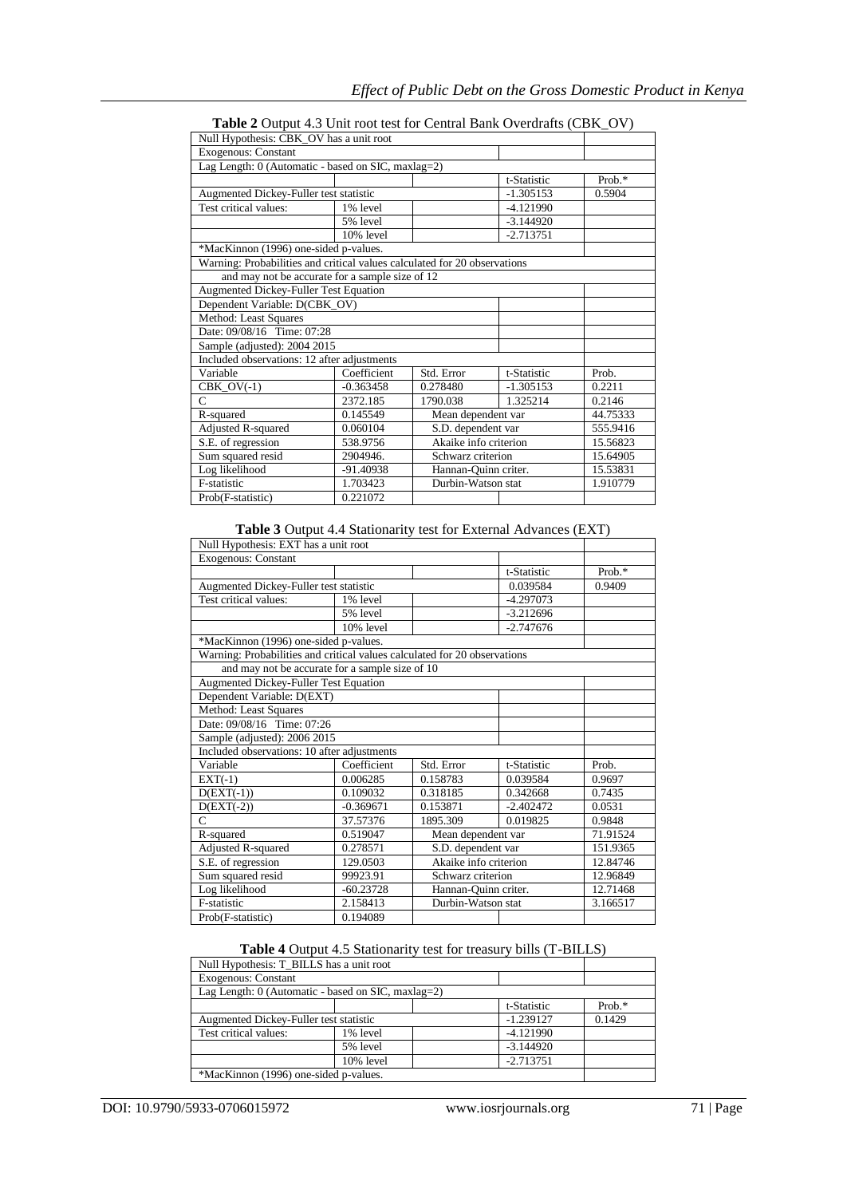**Table 2** Output 4.3 Unit root test for Central Bank Overdrafts (CBK_OV)

| Null Hypothesis: CBK_OV has a unit root | | | | |
|---|---|---|---|---|
| Exogenous: Constant | | | | |
| Lag Length: 0 (Automatic - based on SIC, maxlag=2) | | | | |
| | | | t-Statistic | Prob.* |
| Augmented Dickey-Fuller test statistic | | | -1.305153 | 0.5904 |
| Test critical values: | 1% level | | -4.121990 | |
| | 5% level | | -3.144920 | |
| | 10% level | | -2.713751 | |
| *MacKinnon (1996) one-sided p-values. | | | | |
| Warning: Probabilities and critical values calculated for 20 observations | | | | |
| and may not be accurate for a sample size of 12 | | | | |
| Augmented Dickey-Fuller Test Equation | | | | |
| Dependent Variable: D(CBK_OV) | | | | |
| Method: Least Squares | | | | |
| Date: 09/08/16 Time: 07:28 | | | | |
| Sample (adjusted): 2004 2015 | | | | |
| Included observations: 12 after adjustments | | | | |
| Variable | Coefficient | Std. Error | t-Statistic | Prob. |
| CBK_OV(-1) | -0.363458 | 0.278480 | -1.305153 | 0.2211 |
| C | 2372.185 | 1790.038 | 1.325214 | 0.2146 |
| R-squared | 0.145549 | Mean dependent var | | 44.75333 |
| Adjusted R-squared | 0.060104 | S.D. dependent var | | 555.9416 |
| S.E. of regression | 538.9756 | Akaike info criterion | | 15.56823 |
| Sum squared resid | 2904946. | Schwarz criterion | | 15.64905 |
| Log likelihood | -91.40938 | Hannan-Quinn criter. | | 15.53831 |
| F-statistic | 1.703423 | Durbin-Watson stat | | 1.910779 |
| Prob(F-statistic) | 0.221072 | | | |

**Table 3** Output 4.4 Stationarity test for External Advances (EXT)

| Null Hypothesis: EXT has a unit root | | | | |
|---|---|---|---|---|
| Exogenous: Constant | | | | |
| | | | t-Statistic | Prob.* |
| Augmented Dickey-Fuller test statistic | | | 0.039584 | 0.9409 |
| Test critical values: | 1% level | | -4.297073 | |
| | 5% level | | -3.212696 | |
| | 10% level | | -2.747676 | |
| *MacKinnon (1996) one-sided p-values. | | | | |
| Warning: Probabilities and critical values calculated for 20 observations | | | | |
| and may not be accurate for a sample size of 10 | | | | |
| Augmented Dickey-Fuller Test Equation | | | | |
| Dependent Variable: D(EXT) | | | | |
| Method: Least Squares | | | | |
| Date: 09/08/16 Time: 07:26 | | | | |
| Sample (adjusted): 2006 2015 | | | | |
| Included observations: 10 after adjustments | | | | |
| Variable | Coefficient | Std. Error | t-Statistic | Prob. |
| EXT(-1) | 0.006285 | 0.158783 | 0.039584 | 0.9697 |
| D(EXT(-1)) | 0.109032 | 0.318185 | 0.342668 | 0.7435 |
| D(EXT(-2)) | -0.369671 | 0.153871 | -2.402472 | 0.0531 |
| C | 37.57376 | 1895.309 | 0.019825 | 0.9848 |
| R-squared | 0.519047 | Mean dependent var | | 71.91524 |
| Adjusted R-squared | 0.278571 | S.D. dependent var | | 151.9365 |
| S.E. of regression | 129.0503 | Akaike info criterion | | 12.84746 |
| Sum squared resid | 99923.91 | Schwarz criterion | | 12.96849 |
| Log likelihood | -60.23728 | Hannan-Quinn criter. | | 12.71468 |
| F-statistic | 2.158413 | Durbin-Watson stat | | 3.166517 |
| Prob(F-statistic) | 0.194089 | | | |

**Table 4** Output 4.5 Stationarity test for treasury bills (T-BILLS)

| Null Hypothesis: T_BILLS has a unit root | | | | |
|---|---|---|---|---|
| Exogenous: Constant | | | | |
| Lag Length: 0 (Automatic - based on SIC, maxlag=2) | | | | |
| | | | t-Statistic | Prob.* |
| Augmented Dickey-Fuller test statistic | | | -1.239127 | 0.1429 |
| Test critical values: | 1% level | | -4.121990 | |
| | 5% level | | -3.144920 | |
| | 10% level | | -2.713751 | |
| *MacKinnon (1996) one-sided p-values. | | | | |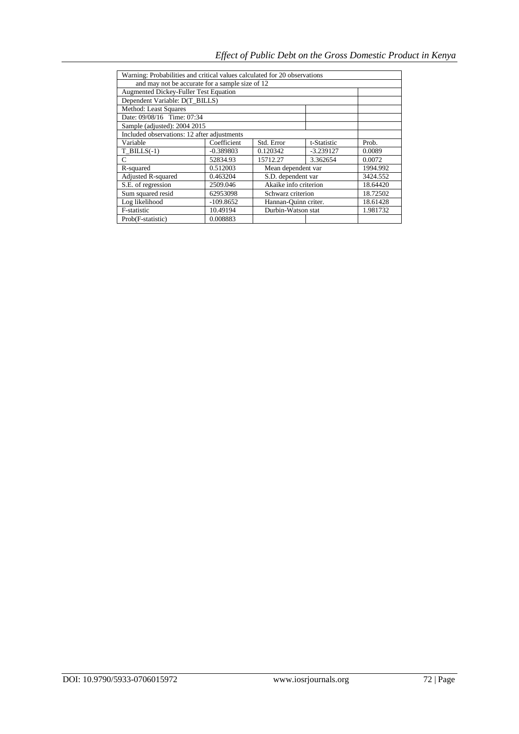| | | | | |
|---|---|---|---|---|
| Warning: Probabilities and critical values calculated for 20 observations | | | | |
| and may not be accurate for a sample size of 12 | | | | |
| Augmented Dickey-Fuller Test Equation | | | | |
| Dependent Variable: D(T_BILLS) | | | | |
| Method: Least Squares | | | | |
| Date: 09/08/16 Time: 07:34 | | | | |
| Sample (adjusted): 2004 2015 | | | | |
| Included observations: 12 after adjustments | | | | |
| Variable | Coefficient | Std. Error | t-Statistic | Prob. |
| T_BILLS(-1) | -0.389803 | 0.120342 | -3.239127 | 0.0089 |
| C | 52834.93 | 15712.27 | 3.362654 | 0.0072 |
| R-squared | 0.512003 | Mean dependent var | | 1994.992 |
| Adjusted R-squared | 0.463204 | S.D. dependent var | | 3424.552 |
| S.E. of regression | 2509.046 | Akaike info criterion | | 18.64420 |
| Sum squared resid | 62953098 | Schwarz criterion | | 18.72502 |
| Log likelihood | -109.8652 | Hannan-Quinn criter. | | 18.61428 |
| F-statistic | 10.49194 | Durbin-Watson stat | | 1.981732 |
| Prob(F-statistic) | 0.008883 | | | |